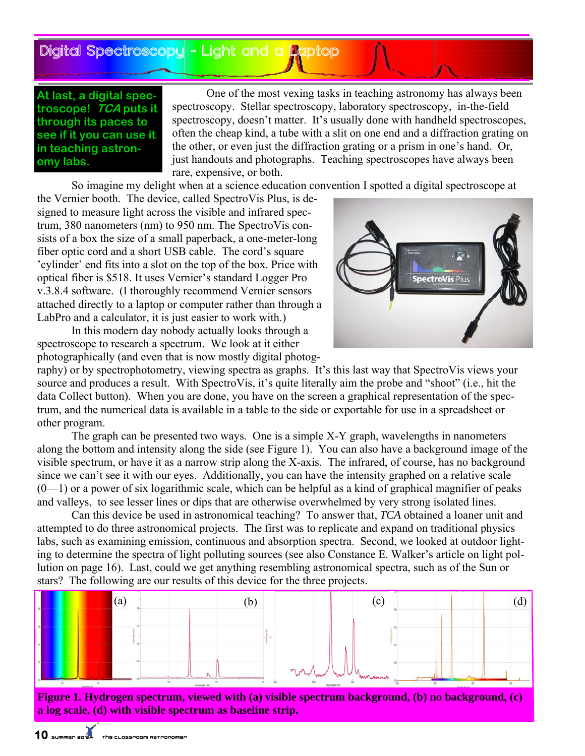# Digital Spectroscopy - Light and a Laptop

**At last, a digital spectroscope! *TCA* puts it through its paces to see if you can use it in teaching astronomy labs.**

One of the most vexing tasks in teaching astronomy has always been spectroscopy. Stellar spectroscopy, laboratory spectroscopy, in-the-field spectroscopy, doesn't matter. It's usually done with handheld spectroscopes, often the cheap kind, a tube with a slit on one end and a diffraction grating on the other, or even just the diffraction grating or a prism in one's hand. Or, just handouts and photographs. Teaching spectroscopes have always been rare, expensive, or both.

So imagine my delight when at a science education convention I spotted a digital spectroscope at the Vernier booth. The device, called SpectroVis Plus, is designed to measure light across the visible and infrared spectrum, 380 nanometers (nm) to 950 nm. The SpectroVis consists of a box the size of a small paperback, a one-meter-long fiber optic cord and a short USB cable. The cord's square 'cylinder' end fits into a slot on the top of the box. Price with optical fiber is $518. It uses Vernier's standard Logger Pro v.3.8.4 software. (I thoroughly recommend Vernier sensors attached directly to a laptop or computer rather than through a LabPro and a calculator, it is just easier to work with.)

In this modern day nobody actually looks through a spectroscope to research a spectrum. We look at it either photographically (and even that is now mostly digital photography) or by spectrophotometry, viewing spectra as graphs. It's this last way that SpectroVis views your source and produces a result. With SpectroVis, it's quite literally aim the probe and "shoot" (i.e., hit the data Collect button). When you are done, you have on the screen a graphical representation of the spectrum, and the numerical data is available in a table to the side or exportable for use in a spreadsheet or other program.

The graph can be presented two ways. One is a simple X-Y graph, wavelengths in nanometers along the bottom and intensity along the side (see Figure 1). You can also have a background image of the visible spectrum, or have it as a narrow strip along the X-axis. The infrared, of course, has no background since we can't see it with our eyes. Additionally, you can have the intensity graphed on a relative scale (0—1) or a power of six logarithmic scale, which can be helpful as a kind of graphical magnifier of peaks and valleys, to see lesser lines or dips that are otherwise overwhelmed by very strong isolated lines.

Can this device be used in astronomical teaching? To answer that, *TCA* obtained a loaner unit and attempted to do three astronomical projects. The first was to replicate and expand on traditional physics labs, such as examining emission, continuous and absorption spectra. Second, we looked at outdoor lighting to determine the spectra of light polluting sources (see also Constance E. Walker's article on light pollution on page 16). Last, could we get anything resembling astronomical spectra, such as of the Sun or stars? The following are our results of this device for the three projects.

**Figure 1. Hydrogen spectrum, viewed with (a) visible spectrum background, (b) no background, (c) a log scale, (d) with visible spectrum as baseline strip.**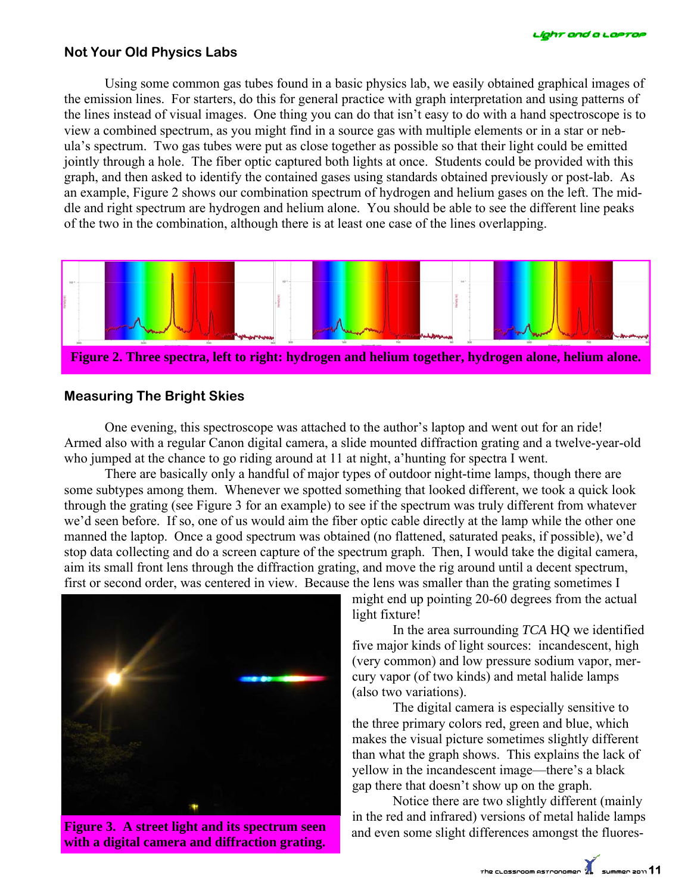## Not Your Old Physics Labs

Using some common gas tubes found in a basic physics lab, we easily obtained graphical images of the emission lines. For starters, do this for general practice with graph interpretation and using patterns of the lines instead of visual images. One thing you can do that isn't easy to do with a hand spectroscope is to view a combined spectrum, as you might find in a source gas with multiple elements or in a star or nebula's spectrum. Two gas tubes were put as close together as possible so that their light could be emitted jointly through a hole. The fiber optic captured both lights at once. Students could be provided with this graph, and then asked to identify the contained gases using standards obtained previously or post-lab. As an example, Figure 2 shows our combination spectrum of hydrogen and helium gases on the left. The middle and right spectrum are hydrogen and helium alone. You should be able to see the different line peaks of the two in the combination, although there is at least one case of the lines overlapping.

**Figure 2. Three spectra, left to right: hydrogen and helium together, hydrogen alone, helium alone.**

## Measuring The Bright Skies

One evening, this spectroscope was attached to the author's laptop and went out for an ride! Armed also with a regular Canon digital camera, a slide mounted diffraction grating and a twelve-year-old who jumped at the chance to go riding around at 11 at night, a'hunting for spectra I went.

There are basically only a handful of major types of outdoor night-time lamps, though there are some subtypes among them. Whenever we spotted something that looked different, we took a quick look through the grating (see Figure 3 for an example) to see if the spectrum was truly different from whatever we'd seen before. If so, one of us would aim the fiber optic cable directly at the lamp while the other one manned the laptop. Once a good spectrum was obtained (no flattened, saturated peaks, if possible), we'd stop data collecting and do a screen capture of the spectrum graph. Then, I would take the digital camera, aim its small front lens through the diffraction grating, and move the rig around until a decent spectrum, first or second order, was centered in view. Because the lens was smaller than the grating sometimes I might end up pointing 20-60 degrees from the actual light fixture!

**Figure 3. A street light and its spectrum seen with a digital camera and diffraction grating.**

In the area surrounding *TCA* HQ we identified five major kinds of light sources: incandescent, high (very common) and low pressure sodium vapor, mercury vapor (of two kinds) and metal halide lamps (also two variations).

The digital camera is especially sensitive to the three primary colors red, green and blue, which makes the visual picture sometimes slightly different than what the graph shows. This explains the lack of yellow in the incandescent image—there's a black gap there that doesn't show up on the graph.

Notice there are two slightly different (mainly in the red and infrared) versions of metal halide lamps and even some slight differences amongst the fluores-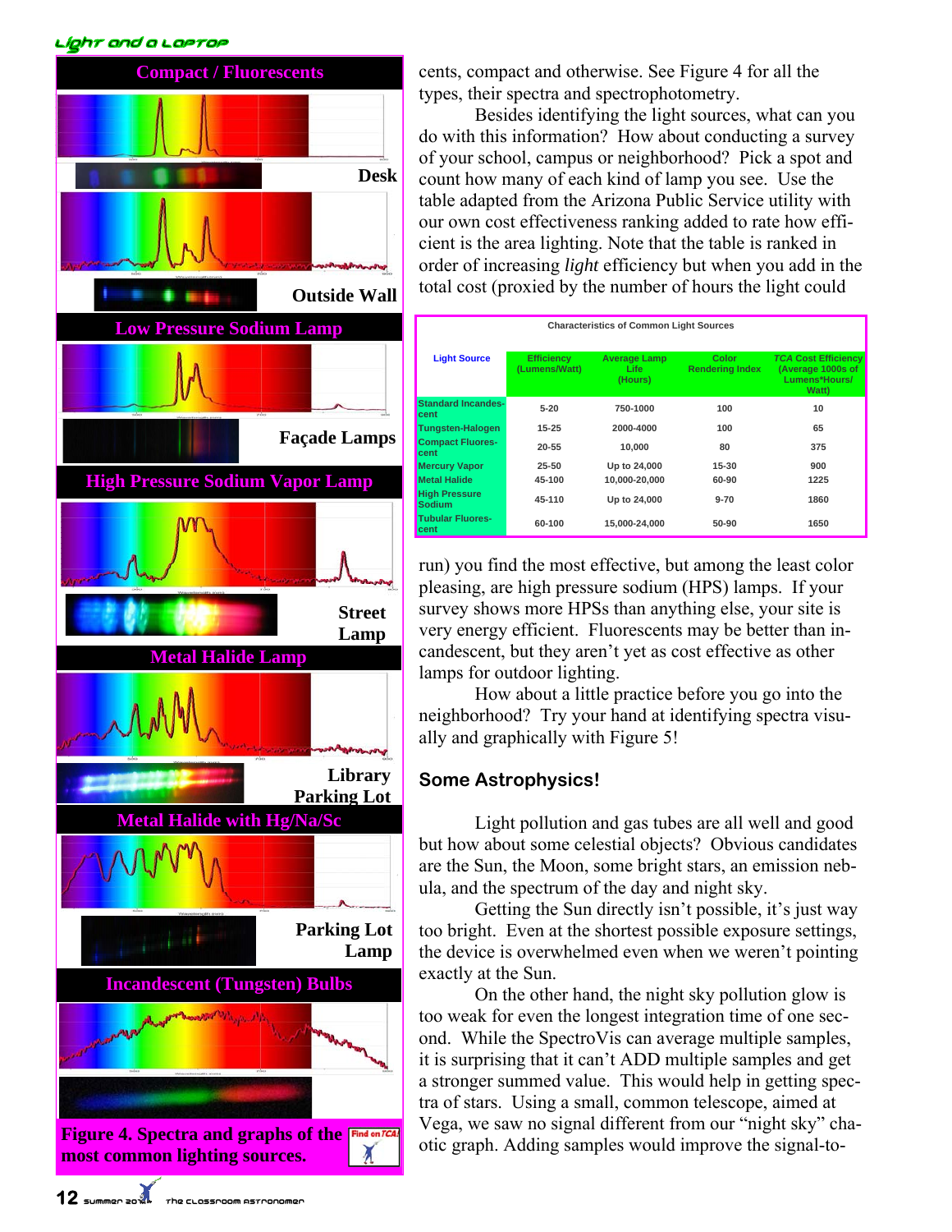## Compact / Fluorescents

Desk

Outside Wall

## Low Pressure Sodium Lamp

Façade Lamps

## High Pressure Sodium Vapor Lamp

Street Lamp

## Metal Halide Lamp

Library Parking Lot

## Metal Halide with Hg/Na/Sc

Parking Lot Lamp

## Incandescent (Tungsten) Bulbs

**Figure 4. Spectra and graphs of the most common lighting sources.**

cents, compact and otherwise. See Figure 4 for all the types, their spectra and spectrophotometry.

Besides identifying the light sources, what can you do with this information? How about conducting a survey of your school, campus or neighborhood? Pick a spot and count how many of each kind of lamp you see. Use the table adapted from the Arizona Public Service utility with our own cost effectiveness ranking added to rate how efficient is the area lighting. Note that the table is ranked in order of increasing *light* efficiency but when you add in the total cost (proxied by the number of hours the light could run) you find the most effective, but among the least color pleasing, are high pressure sodium (HPS) lamps. If your survey shows more HPSs than anything else, your site is very energy efficient. Fluorescents may be better than incandescent, but they aren't yet as cost effective as other lamps for outdoor lighting.

**Characteristics of Common Light Sources**

| Light Source | Efficiency (Lumens/Watt) | Average Lamp Life (Hours) | Color Rendering Index | *TCA* Cost Efficiency (Average 1000s of Lumens*Hours/ Watt) |
|---|---|---|---|---|
| Standard Incandescent | 5-20 | 750-1000 | 100 | 10 |
| Tungsten-Halogen | 15-25 | 2000-4000 | 100 | 65 |
| Compact Fluorescent | 20-55 | 10,000 | 80 | 375 |
| Mercury Vapor | 25-50 | Up to 24,000 | 15-30 | 900 |
| Metal Halide | 45-100 | 10,000-20,000 | 60-90 | 1225 |
| High Pressure Sodium | 45-110 | Up to 24,000 | 9-70 | 1860 |
| Tubular Fluorescent | 60-100 | 15,000-24,000 | 50-90 | 1650 |

How about a little practice before you go into the neighborhood? Try your hand at identifying spectra visually and graphically with Figure 5!

### Some Astrophysics!

Light pollution and gas tubes are all well and good but how about some celestial objects? Obvious candidates are the Sun, the Moon, some bright stars, an emission nebula, and the spectrum of the day and night sky.

Getting the Sun directly isn't possible, it's just way too bright. Even at the shortest possible exposure settings, the device is overwhelmed even when we weren't pointing exactly at the Sun.

On the other hand, the night sky pollution glow is too weak for even the longest integration time of one second. While the SpectroVis can average multiple samples, it is surprising that it can't ADD multiple samples and get a stronger summed value. This would help in getting spectra of stars. Using a small, common telescope, aimed at Vega, we saw no signal different from our "night sky" chaotic graph. Adding samples would improve the signal-to-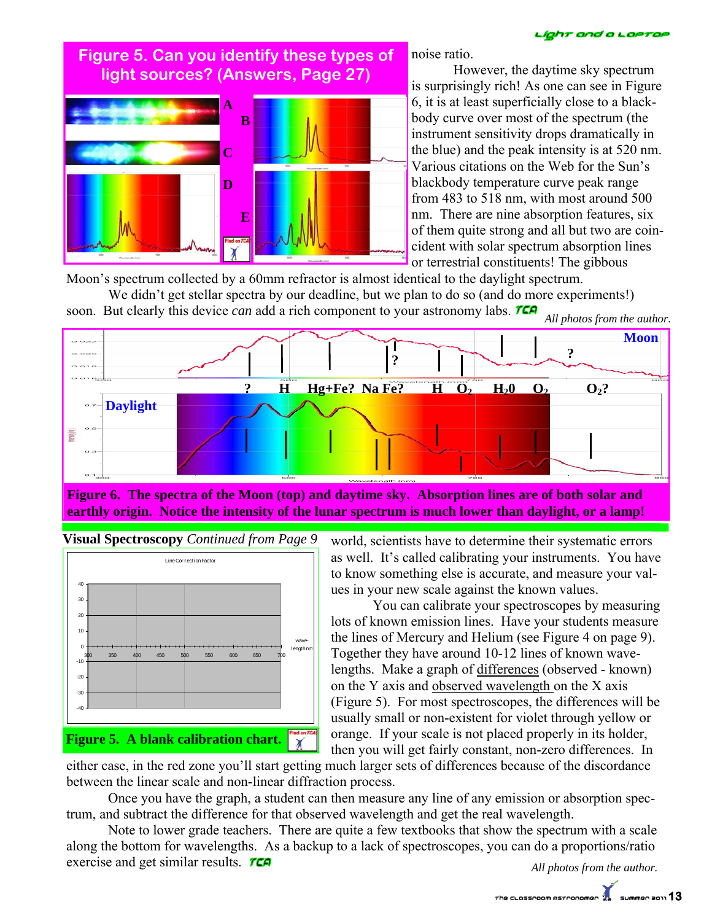**Figure 5. Can you identify these types of light sources? (Answers, Page 27)**

A

B

C

D

E

noise ratio.

However, the daytime sky spectrum is surprisingly rich! As one can see in Figure 6, it is at least superficially close to a black-body curve over most of the spectrum (the instrument sensitivity drops dramatically in the blue) and the peak intensity is at 520 nm. Various citations on the Web for the Sun's blackbody temperature curve peak range from 483 to 518 nm, with most around 500 nm. There are nine absorption features, six of them quite strong and all but two are coincident with solar spectrum absorption lines or terrestrial constituents! The gibbous Moon's spectrum collected by a 60mm refractor is almost identical to the daylight spectrum.

We didn't get stellar spectra by our deadline, but we plan to do so (and do more experiments!) soon. But clearly this device *can* add a rich component to your astronomy labs.

*All photos from the author.*

Moon

? ? ?

? H Hg+Fe? Na Fe? H $O_2$ $H_20$ $O_2$ $O_2$?

Daylight

**Figure 6. The spectra of the Moon (top) and daytime sky. Absorption lines are of both solar and earthly origin. Notice the intensity of the lunar spectrum is much lower than daylight, or a lamp!**

**Visual Spectroscopy** *Continued from Page 9*

Line Correction Factor

40
30
20
10
0
-10
-20
-30
-40

300 350 400 450 500 550 600 650 700

wave-length nm

**Figure 5. A blank calibration chart.**

world, scientists have to determine their systematic errors as well. It's called calibrating your instruments. You have to know something else is accurate, and measure your values in your new scale against the known values.

You can calibrate your spectroscopes by measuring lots of known emission lines. Have your students measure the lines of Mercury and Helium (see Figure 4 on page 9). Together they have around 10-12 lines of known wavelengths. Make a graph of <u>differences</u> (observed - known) on the Y axis and <u>observed wavelength</u> on the X axis (Figure 5). For most spectroscopes, the differences will be usually small or non-existent for violet through yellow or orange. If your scale is not placed properly in its holder, then you will get fairly constant, non-zero differences. In either case, in the red zone you'll start getting much larger sets of differences because of the discordance between the linear scale and non-linear diffraction process.

Once you have the graph, a student can then measure any line of any emission or absorption spectrum, and subtract the difference for that observed wavelength and get the real wavelength.

Note to lower grade teachers. There are quite a few textbooks that show the spectrum with a scale along the bottom for wavelengths. As a backup to a lack of spectroscopes, you can do a proportions/ratio exercise and get similar results.

*All photos from the author.*